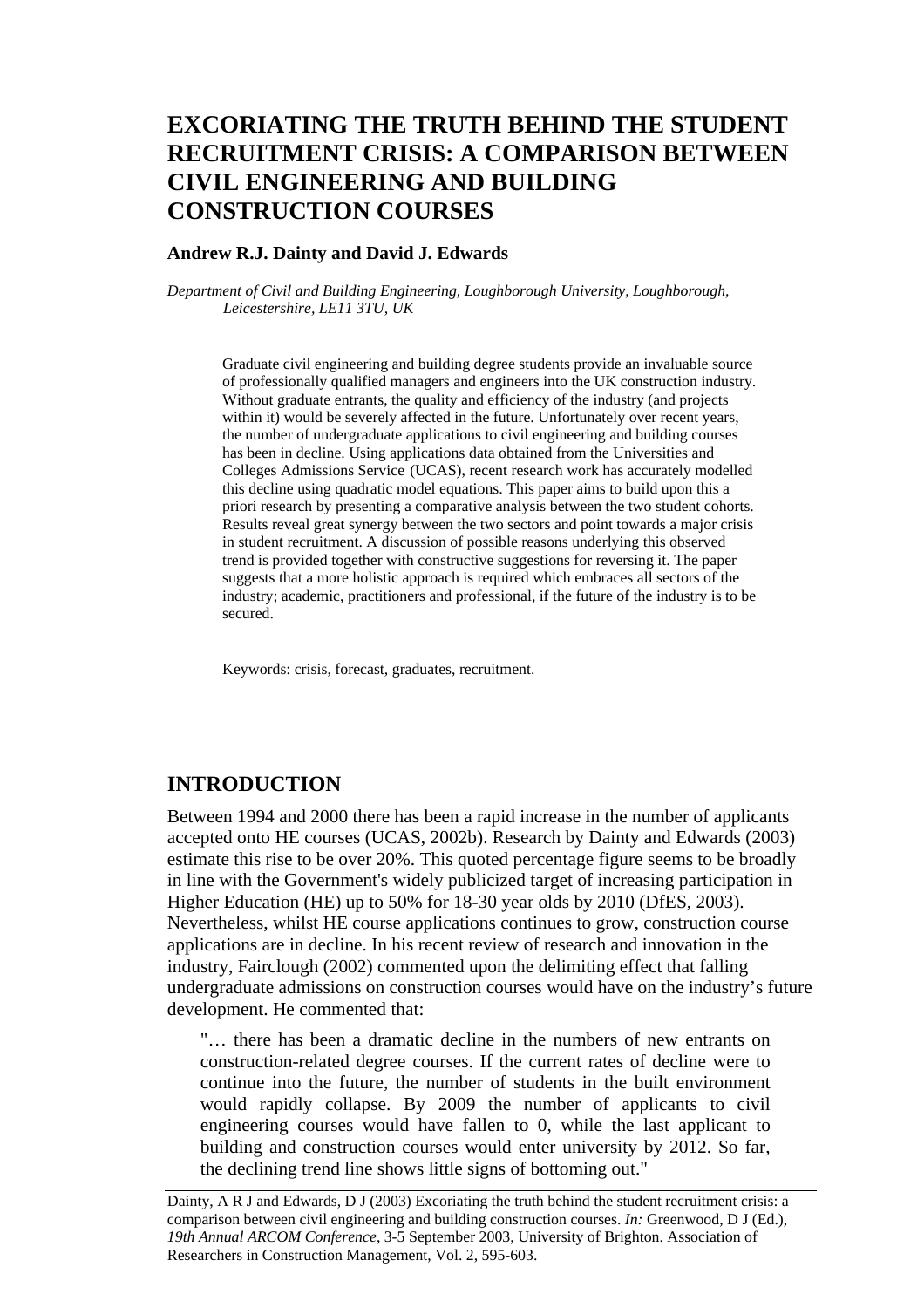# EXCORIATING THE TRUTH BEHIND THE STUDENT RECRUITMENT CRISIS: A COMPARISON BETWEEN CIVIL ENGINEERING AND BUILDING CONSTRUCTION COURSES

**Andrew R.J. Dainty and David J. Edwards**

*Department of Civil and Building Engineering, Loughborough University, Loughborough, Leicestershire, LE11 3TU, UK*

Graduate civil engineering and building degree students provide an invaluable source of professionally qualified managers and engineers into the UK construction industry. Without graduate entrants, the quality and efficiency of the industry (and projects within it) would be severely affected in the future. Unfortunately over recent years, the number of undergraduate applications to civil engineering and building courses has been in decline. Using applications data obtained from the Universities and Colleges Admissions Service (UCAS), recent research work has accurately modelled this decline using quadratic model equations. This paper aims to build upon this a priori research by presenting a comparative analysis between the two student cohorts. Results reveal great synergy between the two sectors and point towards a major crisis in student recruitment. A discussion of possible reasons underlying this observed trend is provided together with constructive suggestions for reversing it. The paper suggests that a more holistic approach is required which embraces all sectors of the industry; academic, practitioners and professional, if the future of the industry is to be secured.

Keywords: crisis, forecast, graduates, recruitment.

## INTRODUCTION

Between 1994 and 2000 there has been a rapid increase in the number of applicants accepted onto HE courses (UCAS, 2002b). Research by Dainty and Edwards (2003) estimate this rise to be over 20%. This quoted percentage figure seems to be broadly in line with the Government's widely publicized target of increasing participation in Higher Education (HE) up to 50% for 18-30 year olds by 2010 (DfES, 2003). Nevertheless, whilst HE course applications continues to grow, construction course applications are in decline. In his recent review of research and innovation in the industry, Fairclough (2002) commented upon the delimiting effect that falling undergraduate admissions on construction courses would have on the industry's future development. He commented that:

> "… there has been a dramatic decline in the numbers of new entrants on construction-related degree courses. If the current rates of decline were to continue into the future, the number of students in the built environment would rapidly collapse. By 2009 the number of applicants to civil engineering courses would have fallen to 0, while the last applicant to building and construction courses would enter university by 2012. So far, the declining trend line shows little signs of bottoming out."

Dainty, A R J and Edwards, D J (2003) Excoriating the truth behind the student recruitment crisis: a comparison between civil engineering and building construction courses. *In:* Greenwood, D J (Ed.), *19th Annual ARCOM Conference*, 3-5 September 2003, University of Brighton. Association of Researchers in Construction Management, Vol. 2, 595-603.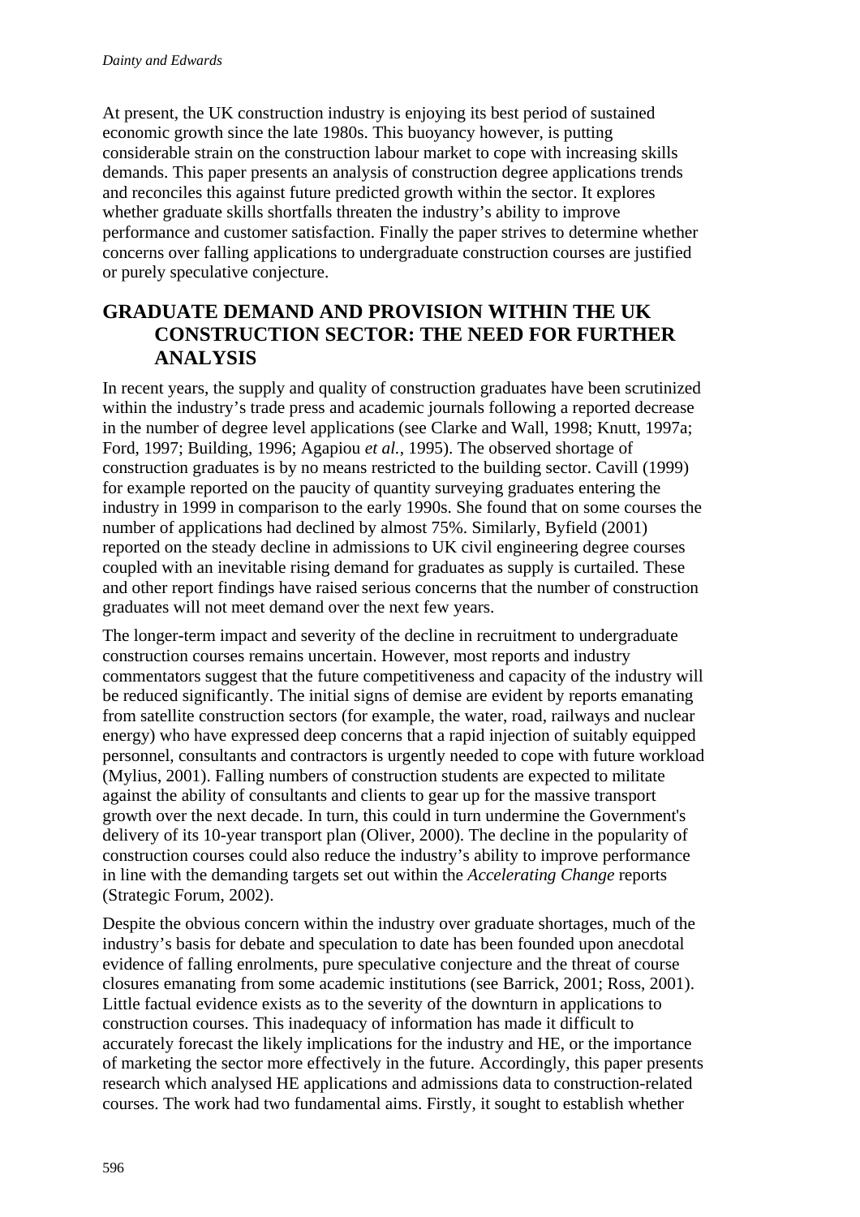At present, the UK construction industry is enjoying its best period of sustained economic growth since the late 1980s. This buoyancy however, is putting considerable strain on the construction labour market to cope with increasing skills demands. This paper presents an analysis of construction degree applications trends and reconciles this against future predicted growth within the sector. It explores whether graduate skills shortfalls threaten the industry's ability to improve performance and customer satisfaction. Finally the paper strives to determine whether concerns over falling applications to undergraduate construction courses are justified or purely speculative conjecture.

## GRADUATE DEMAND AND PROVISION WITHIN THE UK CONSTRUCTION SECTOR: THE NEED FOR FURTHER ANALYSIS

In recent years, the supply and quality of construction graduates have been scrutinized within the industry's trade press and academic journals following a reported decrease in the number of degree level applications (see Clarke and Wall, 1998; Knutt, 1997a; Ford, 1997; Building, 1996; Agapiou *et al.*, 1995). The observed shortage of construction graduates is by no means restricted to the building sector. Cavill (1999) for example reported on the paucity of quantity surveying graduates entering the industry in 1999 in comparison to the early 1990s. She found that on some courses the number of applications had declined by almost 75%. Similarly, Byfield (2001) reported on the steady decline in admissions to UK civil engineering degree courses coupled with an inevitable rising demand for graduates as supply is curtailed. These and other report findings have raised serious concerns that the number of construction graduates will not meet demand over the next few years.

The longer-term impact and severity of the decline in recruitment to undergraduate construction courses remains uncertain. However, most reports and industry commentators suggest that the future competitiveness and capacity of the industry will be reduced significantly. The initial signs of demise are evident by reports emanating from satellite construction sectors (for example, the water, road, railways and nuclear energy) who have expressed deep concerns that a rapid injection of suitably equipped personnel, consultants and contractors is urgently needed to cope with future workload (Mylius, 2001). Falling numbers of construction students are expected to militate against the ability of consultants and clients to gear up for the massive transport growth over the next decade. In turn, this could in turn undermine the Government's delivery of its 10-year transport plan (Oliver, 2000). The decline in the popularity of construction courses could also reduce the industry's ability to improve performance in line with the demanding targets set out within the *Accelerating Change* reports (Strategic Forum, 2002).

Despite the obvious concern within the industry over graduate shortages, much of the industry's basis for debate and speculation to date has been founded upon anecdotal evidence of falling enrolments, pure speculative conjecture and the threat of course closures emanating from some academic institutions (see Barrick, 2001; Ross, 2001). Little factual evidence exists as to the severity of the downturn in applications to construction courses. This inadequacy of information has made it difficult to accurately forecast the likely implications for the industry and HE, or the importance of marketing the sector more effectively in the future. Accordingly, this paper presents research which analysed HE applications and admissions data to construction-related courses. The work had two fundamental aims. Firstly, it sought to establish whether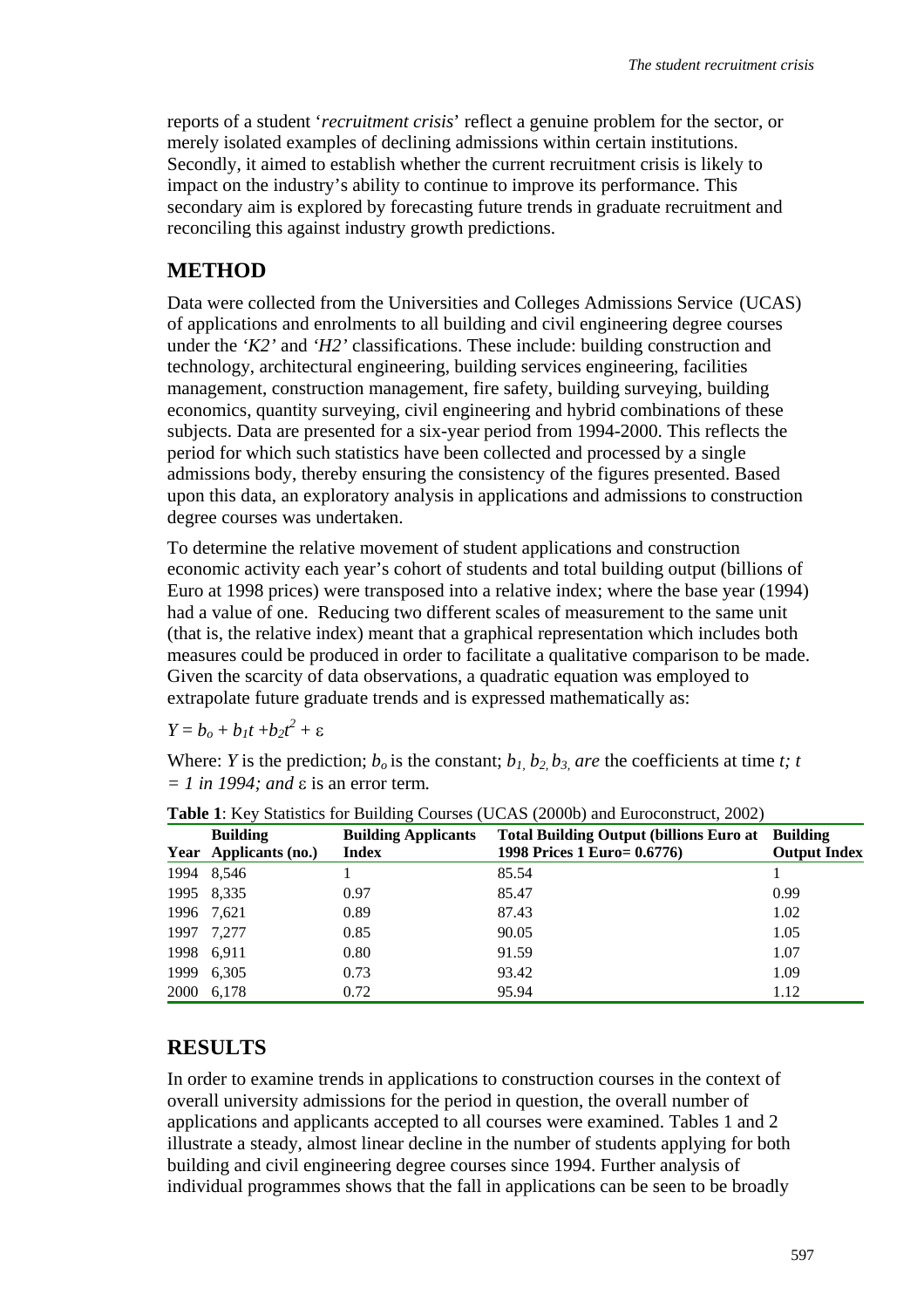reports of a student '*recruitment crisis*' reflect a genuine problem for the sector, or merely isolated examples of declining admissions within certain institutions. Secondly, it aimed to establish whether the current recruitment crisis is likely to impact on the industry's ability to continue to improve its performance. This secondary aim is explored by forecasting future trends in graduate recruitment and reconciling this against industry growth predictions.

## METHOD

Data were collected from the Universities and Colleges Admissions Service (UCAS) of applications and enrolments to all building and civil engineering degree courses under the *'K2'* and *'H2'* classifications. These include: building construction and technology, architectural engineering, building services engineering, facilities management, construction management, fire safety, building surveying, building economics, quantity surveying, civil engineering and hybrid combinations of these subjects. Data are presented for a six-year period from 1994-2000. This reflects the period for which such statistics have been collected and processed by a single admissions body, thereby ensuring the consistency of the figures presented. Based upon this data, an exploratory analysis in applications and admissions to construction degree courses was undertaken.

To determine the relative movement of student applications and construction economic activity each year's cohort of students and total building output (billions of Euro at 1998 prices) were transposed into a relative index; where the base year (1994) had a value of one. Reducing two different scales of measurement to the same unit (that is, the relative index) meant that a graphical representation which includes both measures could be produced in order to facilitate a qualitative comparison to be made. Given the scarcity of data observations, a quadratic equation was employed to extrapolate future graduate trends and is expressed mathematically as:

$$Y = b_o + b_1 t + b_2 t^2 + \varepsilon$$

Where: $Y$ is the prediction; $b_o$ is the constant; $b_1, b_2, b_3,$ *are* the coefficients at time $t$*;* $t = 1$ *in 1994; and* $\varepsilon$ is an error term.

**Table 1**: Key Statistics for Building Courses (UCAS (2000b) and Euroconstruct, 2002)

| Year | Building Applicants (no.) | Building Applicants Index | Total Building Output (billions Euro at 1998 Prices 1 Euro= 0.6776) | Building Output Index |
|---|---|---|---|---|
| 1994 | 8,546 | 1 | 85.54 | 1 |
| 1995 | 8,335 | 0.97 | 85.47 | 0.99 |
| 1996 | 7,621 | 0.89 | 87.43 | 1.02 |
| 1997 | 7,277 | 0.85 | 90.05 | 1.05 |
| 1998 | 6,911 | 0.80 | 91.59 | 1.07 |
| 1999 | 6,305 | 0.73 | 93.42 | 1.09 |
| 2000 | 6,178 | 0.72 | 95.94 | 1.12 |

## RESULTS

In order to examine trends in applications to construction courses in the context of overall university admissions for the period in question, the overall number of applications and applicants accepted to all courses were examined. Tables 1 and 2 illustrate a steady, almost linear decline in the number of students applying for both building and civil engineering degree courses since 1994. Further analysis of individual programmes shows that the fall in applications can be seen to be broadly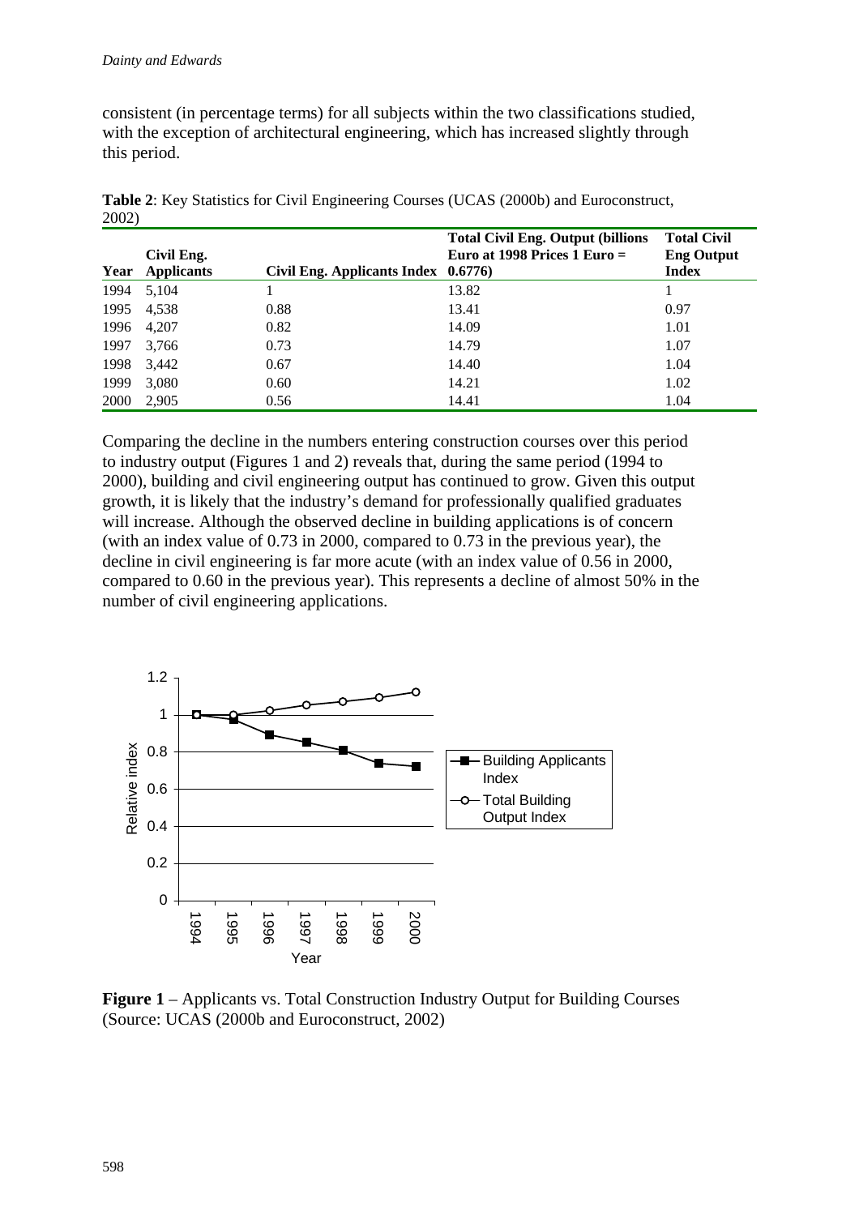consistent (in percentage terms) for all subjects within the two classifications studied, with the exception of architectural engineering, which has increased slightly through this period.

**Table 2**: Key Statistics for Civil Engineering Courses (UCAS (2000b) and Euroconstruct, 2002)

| Year | Civil Eng. Applicants | Civil Eng. Applicants Index | Total Civil Eng. Output (billions Euro at 1998 Prices 1 Euro = 0.6776) | Total Civil Eng Output Index |
|---|---|---|---|---|
| 1994 | 5,104 | 1 | 13.82 | 1 |
| 1995 | 4,538 | 0.88 | 13.41 | 0.97 |
| 1996 | 4,207 | 0.82 | 14.09 | 1.01 |
| 1997 | 3,766 | 0.73 | 14.79 | 1.07 |
| 1998 | 3,442 | 0.67 | 14.40 | 1.04 |
| 1999 | 3,080 | 0.60 | 14.21 | 1.02 |
| 2000 | 2,905 | 0.56 | 14.41 | 1.04 |

Comparing the decline in the numbers entering construction courses over this period to industry output (Figures 1 and 2) reveals that, during the same period (1994 to 2000), building and civil engineering output has continued to grow. Given this output growth, it is likely that the industry's demand for professionally qualified graduates will increase. Although the observed decline in building applications is of concern (with an index value of 0.73 in 2000, compared to 0.73 in the previous year), the decline in civil engineering is far more acute (with an index value of 0.56 in 2000, compared to 0.60 in the previous year). This represents a decline of almost 50% in the number of civil engineering applications.

**Figure 1** – Applicants vs. Total Construction Industry Output for Building Courses (Source: UCAS (2000b and Euroconstruct, 2002)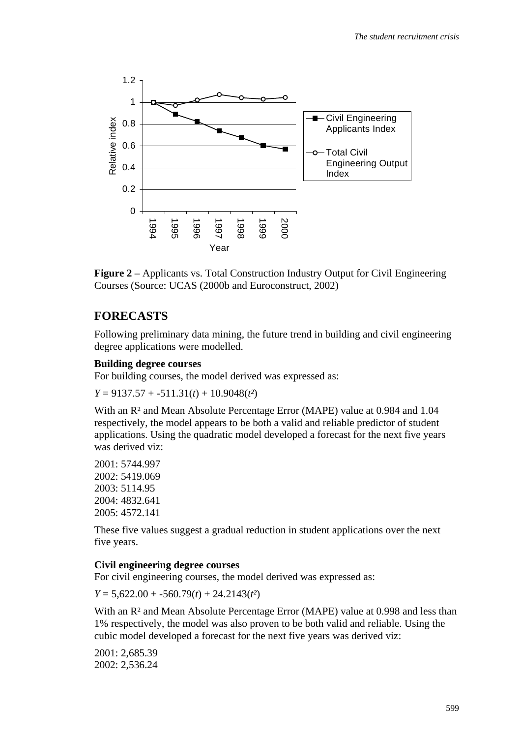**Figure 2** – Applicants vs. Total Construction Industry Output for Civil Engineering Courses (Source: UCAS (2000b and Euroconstruct, 2002)

## FORECASTS

Following preliminary data mining, the future trend in building and civil engineering degree applications were modelled.

### Building degree courses

For building courses, the model derived was expressed as:

$Y = 9137.57 + -511.31(t) + 10.9048(t^2)$

With an $R^2$ and Mean Absolute Percentage Error (MAPE) value at 0.984 and 1.04 respectively, the model appears to be both a valid and reliable predictor of student applications. Using the quadratic model developed a forecast for the next five years was derived viz:

2001: 5744.997
2002: 5419.069
2003: 5114.95
2004: 4832.641
2005: 4572.141

These five values suggest a gradual reduction in student applications over the next five years.

### Civil engineering degree courses

For civil engineering courses, the model derived was expressed as:

$Y = 5{,}622.00 + -560.79(t) + 24.2143(t^2)$

With an $R^2$ and Mean Absolute Percentage Error (MAPE) value at 0.998 and less than 1% respectively, the model was also proven to be both valid and reliable. Using the cubic model developed a forecast for the next five years was derived viz:

2001: 2,685.39
2002: 2,536.24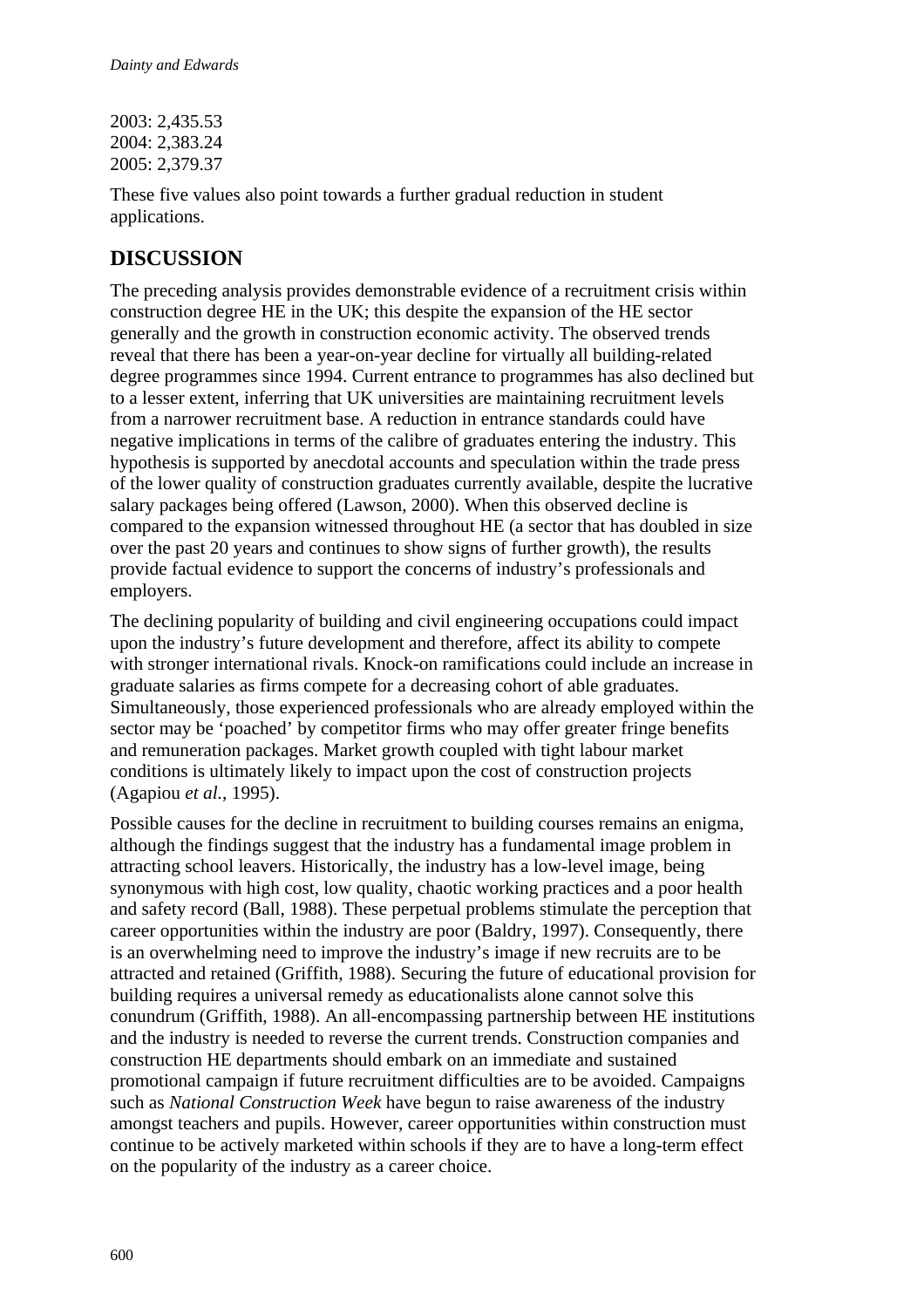2003: 2,435.53
2004: 2,383.24
2005: 2,379.37

These five values also point towards a further gradual reduction in student applications.

## DISCUSSION

The preceding analysis provides demonstrable evidence of a recruitment crisis within construction degree HE in the UK; this despite the expansion of the HE sector generally and the growth in construction economic activity. The observed trends reveal that there has been a year-on-year decline for virtually all building-related degree programmes since 1994. Current entrance to programmes has also declined but to a lesser extent, inferring that UK universities are maintaining recruitment levels from a narrower recruitment base. A reduction in entrance standards could have negative implications in terms of the calibre of graduates entering the industry. This hypothesis is supported by anecdotal accounts and speculation within the trade press of the lower quality of construction graduates currently available, despite the lucrative salary packages being offered (Lawson, 2000). When this observed decline is compared to the expansion witnessed throughout HE (a sector that has doubled in size over the past 20 years and continues to show signs of further growth), the results provide factual evidence to support the concerns of industry's professionals and employers.

The declining popularity of building and civil engineering occupations could impact upon the industry's future development and therefore, affect its ability to compete with stronger international rivals. Knock-on ramifications could include an increase in graduate salaries as firms compete for a decreasing cohort of able graduates. Simultaneously, those experienced professionals who are already employed within the sector may be 'poached' by competitor firms who may offer greater fringe benefits and remuneration packages. Market growth coupled with tight labour market conditions is ultimately likely to impact upon the cost of construction projects (Agapiou *et al.*, 1995).

Possible causes for the decline in recruitment to building courses remains an enigma, although the findings suggest that the industry has a fundamental image problem in attracting school leavers. Historically, the industry has a low-level image, being synonymous with high cost, low quality, chaotic working practices and a poor health and safety record (Ball, 1988). These perpetual problems stimulate the perception that career opportunities within the industry are poor (Baldry, 1997). Consequently, there is an overwhelming need to improve the industry's image if new recruits are to be attracted and retained (Griffith, 1988). Securing the future of educational provision for building requires a universal remedy as educationalists alone cannot solve this conundrum (Griffith, 1988). An all-encompassing partnership between HE institutions and the industry is needed to reverse the current trends. Construction companies and construction HE departments should embark on an immediate and sustained promotional campaign if future recruitment difficulties are to be avoided. Campaigns such as *National Construction Week* have begun to raise awareness of the industry amongst teachers and pupils. However, career opportunities within construction must continue to be actively marketed within schools if they are to have a long-term effect on the popularity of the industry as a career choice.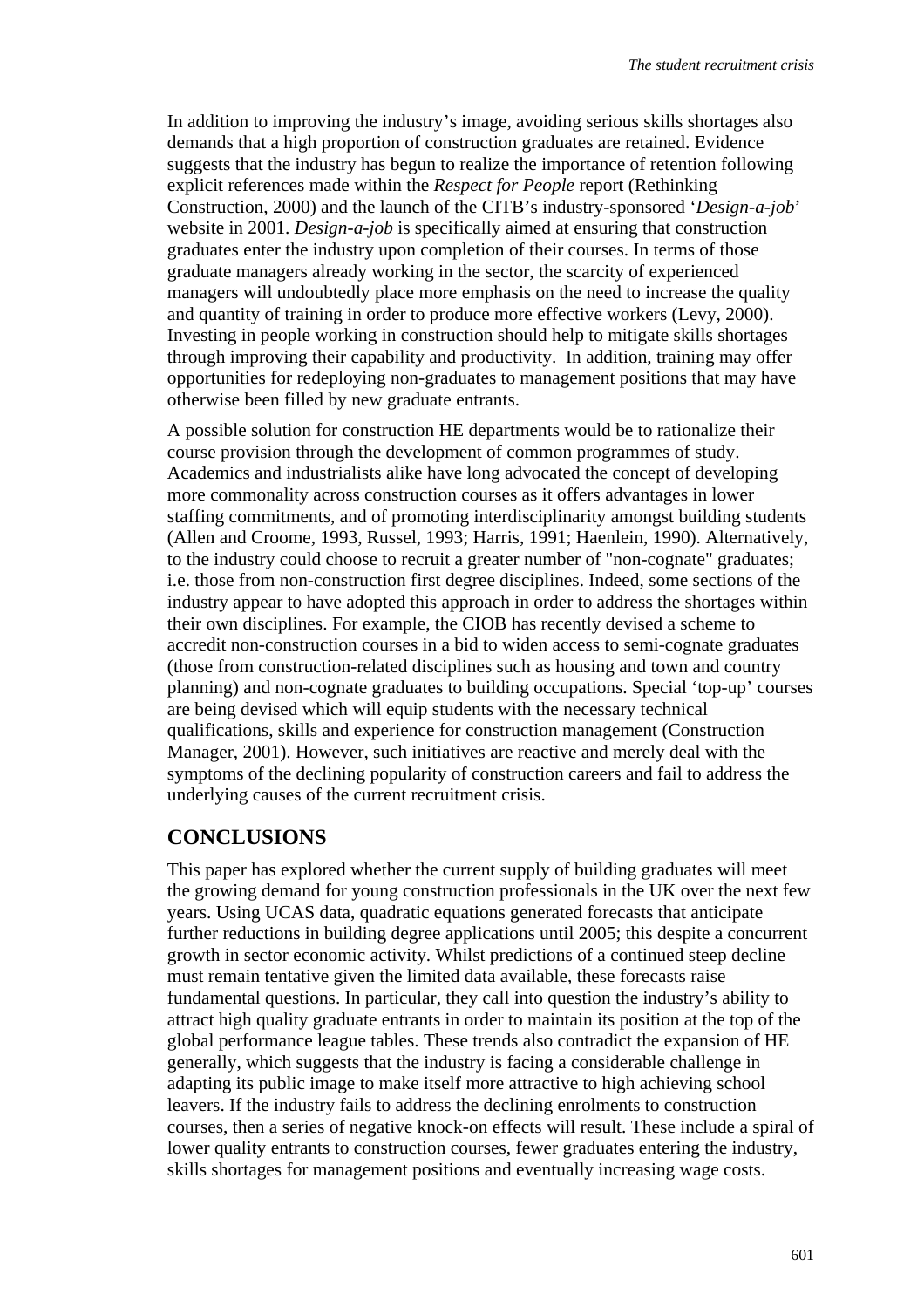In addition to improving the industry's image, avoiding serious skills shortages also demands that a high proportion of construction graduates are retained. Evidence suggests that the industry has begun to realize the importance of retention following explicit references made within the *Respect for People* report (Rethinking Construction, 2000) and the launch of the CITB's industry-sponsored '*Design-a-job*' website in 2001. *Design-a-job* is specifically aimed at ensuring that construction graduates enter the industry upon completion of their courses. In terms of those graduate managers already working in the sector, the scarcity of experienced managers will undoubtedly place more emphasis on the need to increase the quality and quantity of training in order to produce more effective workers (Levy, 2000). Investing in people working in construction should help to mitigate skills shortages through improving their capability and productivity. In addition, training may offer opportunities for redeploying non-graduates to management positions that may have otherwise been filled by new graduate entrants.

A possible solution for construction HE departments would be to rationalize their course provision through the development of common programmes of study. Academics and industrialists alike have long advocated the concept of developing more commonality across construction courses as it offers advantages in lower staffing commitments, and of promoting interdisciplinarity amongst building students (Allen and Croome, 1993, Russel, 1993; Harris, 1991; Haenlein, 1990). Alternatively, to the industry could choose to recruit a greater number of "non-cognate" graduates; i.e. those from non-construction first degree disciplines. Indeed, some sections of the industry appear to have adopted this approach in order to address the shortages within their own disciplines. For example, the CIOB has recently devised a scheme to accredit non-construction courses in a bid to widen access to semi-cognate graduates (those from construction-related disciplines such as housing and town and country planning) and non-cognate graduates to building occupations. Special 'top-up' courses are being devised which will equip students with the necessary technical qualifications, skills and experience for construction management (Construction Manager, 2001). However, such initiatives are reactive and merely deal with the symptoms of the declining popularity of construction careers and fail to address the underlying causes of the current recruitment crisis.

## CONCLUSIONS

This paper has explored whether the current supply of building graduates will meet the growing demand for young construction professionals in the UK over the next few years. Using UCAS data, quadratic equations generated forecasts that anticipate further reductions in building degree applications until 2005; this despite a concurrent growth in sector economic activity. Whilst predictions of a continued steep decline must remain tentative given the limited data available, these forecasts raise fundamental questions. In particular, they call into question the industry's ability to attract high quality graduate entrants in order to maintain its position at the top of the global performance league tables. These trends also contradict the expansion of HE generally, which suggests that the industry is facing a considerable challenge in adapting its public image to make itself more attractive to high achieving school leavers. If the industry fails to address the declining enrolments to construction courses, then a series of negative knock-on effects will result. These include a spiral of lower quality entrants to construction courses, fewer graduates entering the industry, skills shortages for management positions and eventually increasing wage costs.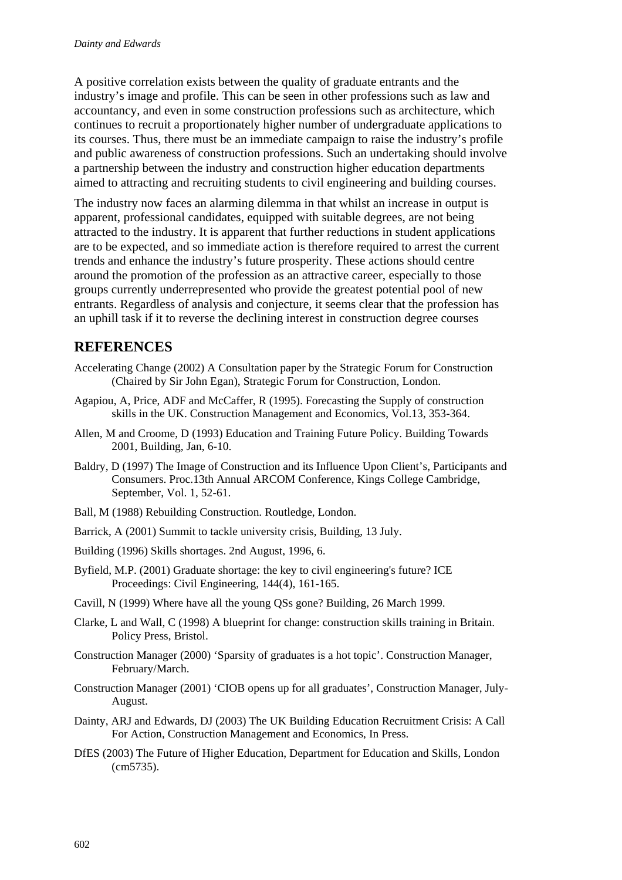A positive correlation exists between the quality of graduate entrants and the industry's image and profile. This can be seen in other professions such as law and accountancy, and even in some construction professions such as architecture, which continues to recruit a proportionately higher number of undergraduate applications to its courses. Thus, there must be an immediate campaign to raise the industry's profile and public awareness of construction professions. Such an undertaking should involve a partnership between the industry and construction higher education departments aimed to attracting and recruiting students to civil engineering and building courses.

The industry now faces an alarming dilemma in that whilst an increase in output is apparent, professional candidates, equipped with suitable degrees, are not being attracted to the industry. It is apparent that further reductions in student applications are to be expected, and so immediate action is therefore required to arrest the current trends and enhance the industry's future prosperity. These actions should centre around the promotion of the profession as an attractive career, especially to those groups currently underrepresented who provide the greatest potential pool of new entrants. Regardless of analysis and conjecture, it seems clear that the profession has an uphill task if it to reverse the declining interest in construction degree courses

## REFERENCES

Accelerating Change (2002) A Consultation paper by the Strategic Forum for Construction (Chaired by Sir John Egan), Strategic Forum for Construction, London.

Agapiou, A, Price, ADF and McCaffer, R (1995). Forecasting the Supply of construction skills in the UK. Construction Management and Economics, Vol.13, 353-364.

Allen, M and Croome, D (1993) Education and Training Future Policy. Building Towards 2001, Building, Jan, 6-10.

Baldry, D (1997) The Image of Construction and its Influence Upon Client's, Participants and Consumers. Proc.13th Annual ARCOM Conference, Kings College Cambridge, September, Vol. 1, 52-61.

Ball, M (1988) Rebuilding Construction. Routledge, London.

Barrick, A (2001) Summit to tackle university crisis, Building, 13 July.

Building (1996) Skills shortages. 2nd August, 1996, 6.

Byfield, M.P. (2001) Graduate shortage: the key to civil engineering's future? ICE Proceedings: Civil Engineering, 144(4), 161-165.

Cavill, N (1999) Where have all the young QSs gone? Building, 26 March 1999.

Clarke, L and Wall, C (1998) A blueprint for change: construction skills training in Britain. Policy Press, Bristol.

Construction Manager (2000) 'Sparsity of graduates is a hot topic'. Construction Manager, February/March.

Construction Manager (2001) 'CIOB opens up for all graduates', Construction Manager, July-August.

Dainty, ARJ and Edwards, DJ (2003) The UK Building Education Recruitment Crisis: A Call For Action, Construction Management and Economics, In Press.

DfES (2003) The Future of Higher Education, Department for Education and Skills, London (cm5735).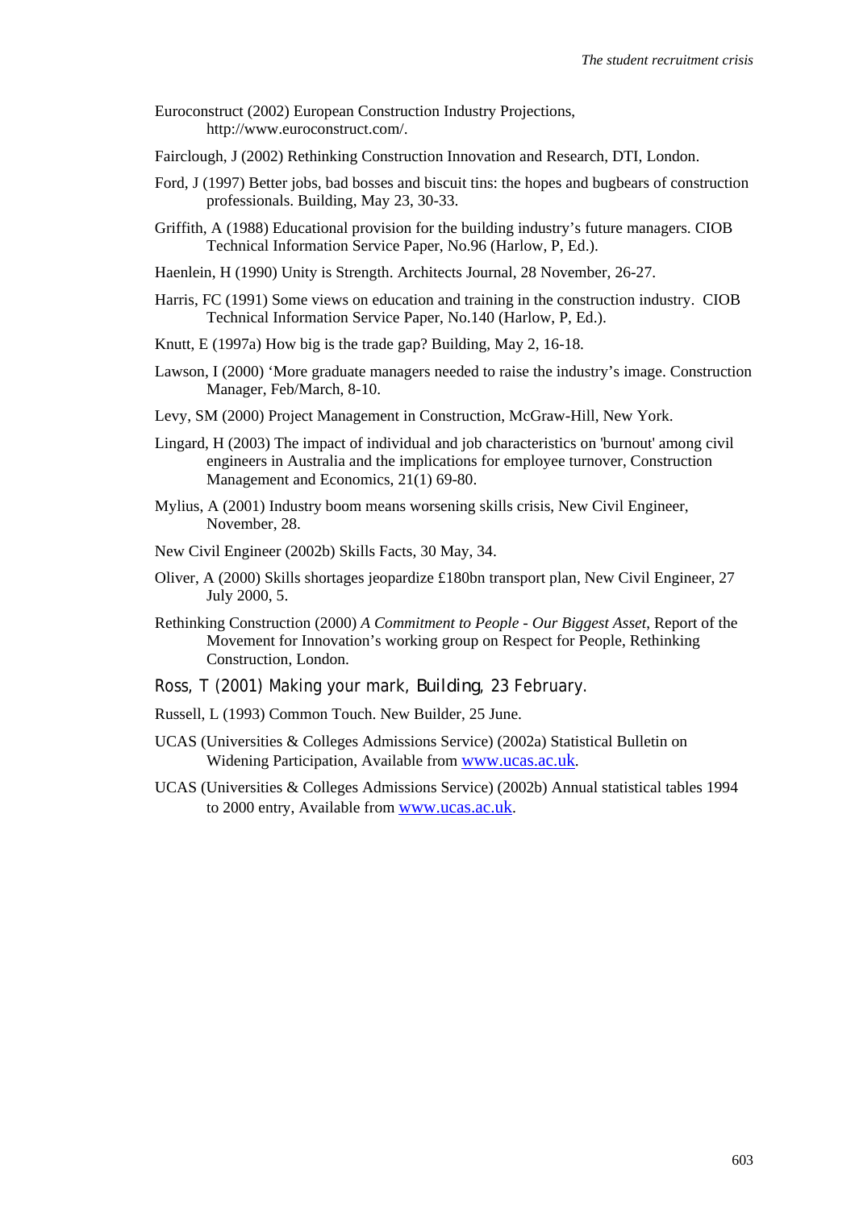Euroconstruct (2002) European Construction Industry Projections, http://www.euroconstruct.com/.

Fairclough, J (2002) Rethinking Construction Innovation and Research, DTI, London.

Ford, J (1997) Better jobs, bad bosses and biscuit tins: the hopes and bugbears of construction professionals. Building, May 23, 30-33.

Griffith, A (1988) Educational provision for the building industry's future managers. CIOB Technical Information Service Paper, No.96 (Harlow, P, Ed.).

Haenlein, H (1990) Unity is Strength. Architects Journal, 28 November, 26-27.

Harris, FC (1991) Some views on education and training in the construction industry. CIOB Technical Information Service Paper, No.140 (Harlow, P, Ed.).

Knutt, E (1997a) How big is the trade gap? Building, May 2, 16-18.

Lawson, I (2000) 'More graduate managers needed to raise the industry's image. Construction Manager, Feb/March, 8-10.

Levy, SM (2000) Project Management in Construction, McGraw-Hill, New York.

Lingard, H (2003) The impact of individual and job characteristics on 'burnout' among civil engineers in Australia and the implications for employee turnover, Construction Management and Economics, 21(1) 69-80.

Mylius, A (2001) Industry boom means worsening skills crisis, New Civil Engineer, November, 28.

New Civil Engineer (2002b) Skills Facts, 30 May, 34.

Oliver, A (2000) Skills shortages jeopardize £180bn transport plan, New Civil Engineer, 27 July 2000, 5.

Rethinking Construction (2000) *A Commitment to People - Our Biggest Asset*, Report of the Movement for Innovation's working group on Respect for People, Rethinking Construction, London.

Ross, T (2001) Making your mark, *Building*, 23 February.

Russell, L (1993) Common Touch. New Builder, 25 June.

UCAS (Universities & Colleges Admissions Service) (2002a) Statistical Bulletin on Widening Participation, Available from www.ucas.ac.uk.

UCAS (Universities & Colleges Admissions Service) (2002b) Annual statistical tables 1994 to 2000 entry, Available from www.ucas.ac.uk.